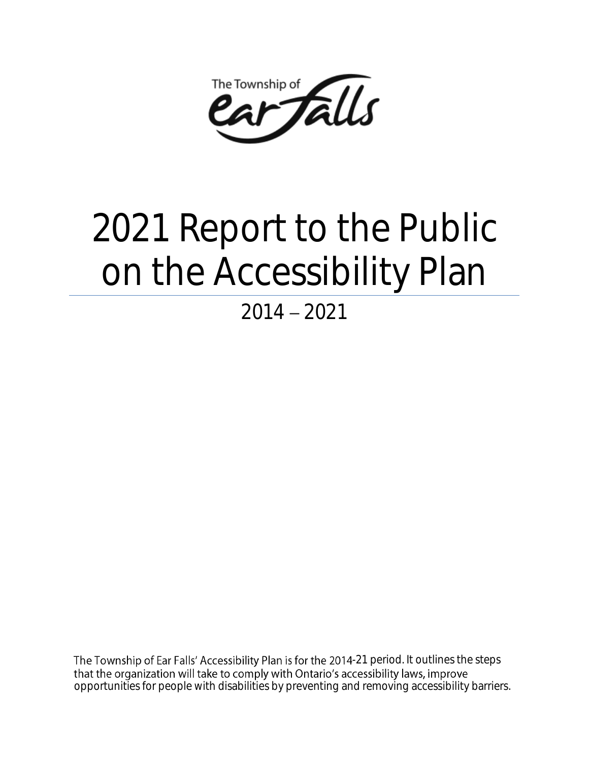The Township of Ear Falls

# 2021 Report to the Public on the Accessibility Plan

2014 – 2021

The Township of Ear Falls' Accessibility Plan is for the 2014-21 period. It outlines the steps that the organization will take to comply with Ontario's accessibility laws, improve opportunities for people with disabilities by preventing and removing accessibility barriers.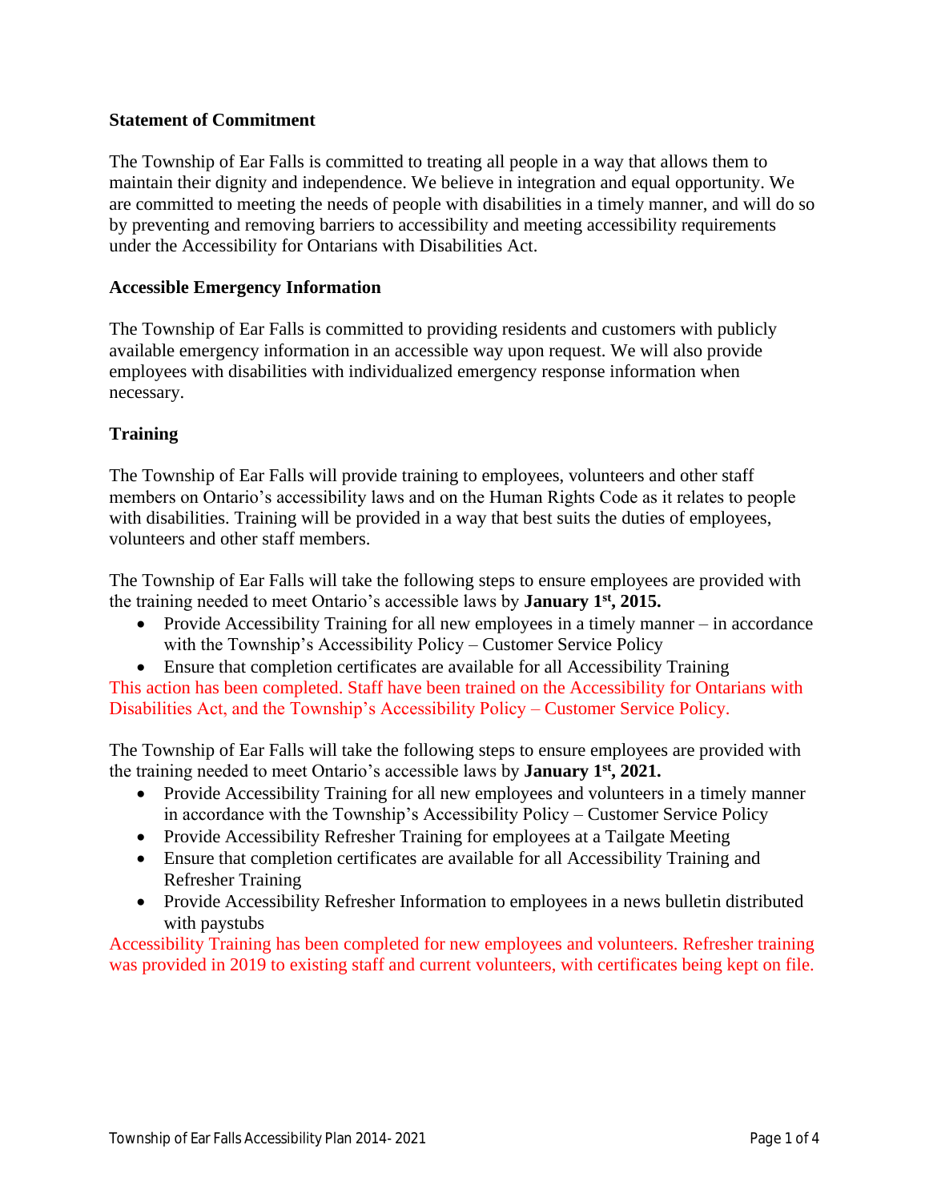## Statement of Commitment

The Township of Ear Falls is committed to treating all people in a way that allows them to maintain their dignity and independence. We believe in integration and equal opportunity. We are committed to meeting the needs of people with disabilities in a timely manner, and will do so by preventing and removing barriers to accessibility and meeting accessibility requirements under the Accessibility for Ontarians with Disabilities Act.

## Accessible Emergency Information

The Township of Ear Falls is committed to providing residents and customers with publicly available emergency information in an accessible way upon request. We will also provide employees with disabilities with individualized emergency response information when necessary.

## Training

The Township of Ear Falls will provide training to employees, volunteers and other staff members on Ontario's accessibility laws and on the Human Rights Code as it relates to people with disabilities. Training will be provided in a way that best suits the duties of employees, volunteers and other staff members.

The Township of Ear Falls will take the following steps to ensure employees are provided with the training needed to meet Ontario's accessible laws by **January 1st, 2015.**

- Provide Accessibility Training for all new employees in a timely manner – in accordance with the Township's Accessibility Policy – Customer Service Policy
- Ensure that completion certificates are available for all Accessibility Training

This action has been completed. Staff have been trained on the Accessibility for Ontarians with Disabilities Act, and the Township's Accessibility Policy – Customer Service Policy.

The Township of Ear Falls will take the following steps to ensure employees are provided with the training needed to meet Ontario's accessible laws by **January 1st, 2021.**

- Provide Accessibility Training for all new employees and volunteers in a timely manner in accordance with the Township's Accessibility Policy – Customer Service Policy
- Provide Accessibility Refresher Training for employees at a Tailgate Meeting
- Ensure that completion certificates are available for all Accessibility Training and Refresher Training
- Provide Accessibility Refresher Information to employees in a news bulletin distributed with paystubs

Accessibility Training has been completed for new employees and volunteers. Refresher training was provided in 2019 to existing staff and current volunteers, with certificates being kept on file.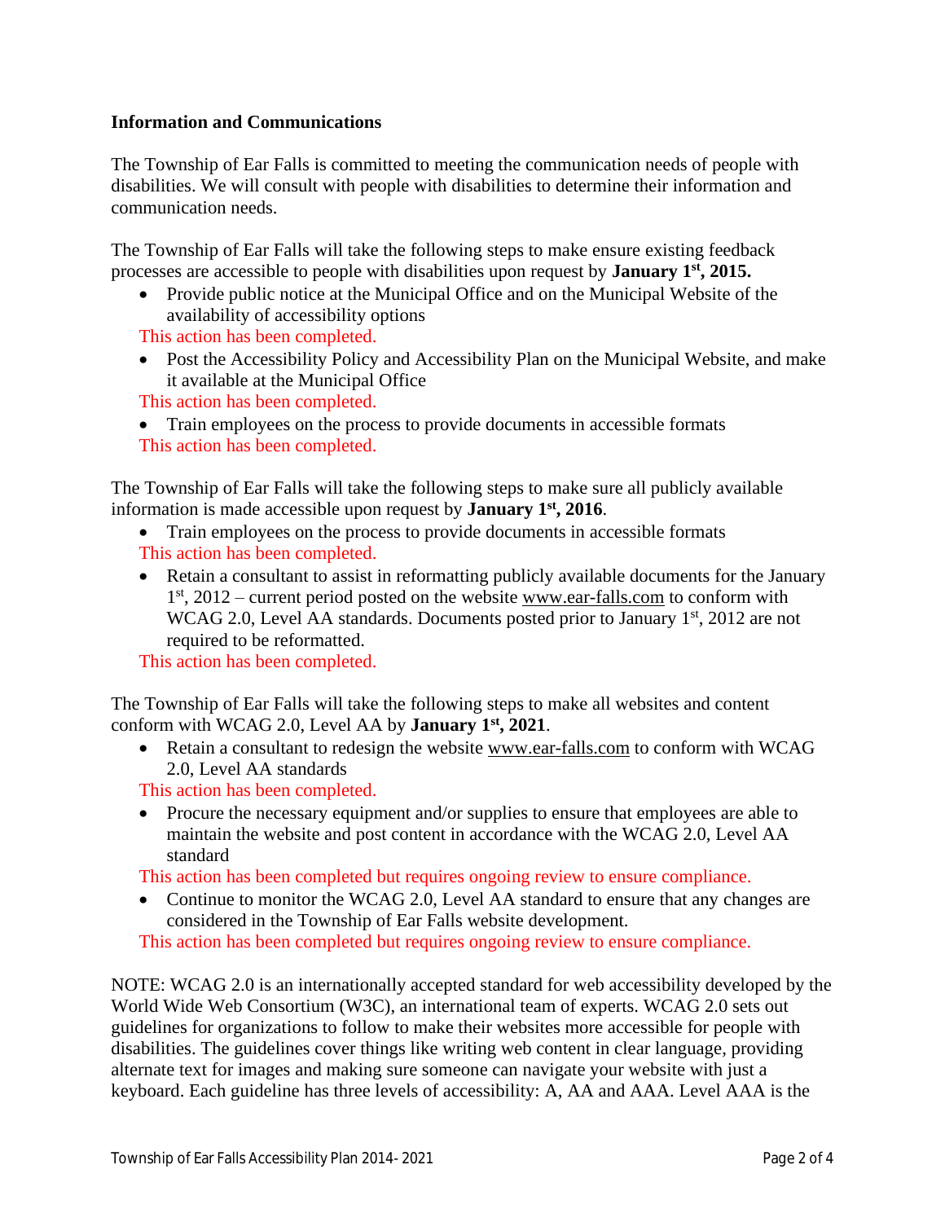**Information and Communications**

The Township of Ear Falls is committed to meeting the communication needs of people with disabilities. We will consult with people with disabilities to determine their information and communication needs.

The Township of Ear Falls will take the following steps to make ensure existing feedback processes are accessible to people with disabilities upon request by **January 1st, 2015.**

- Provide public notice at the Municipal Office and on the Municipal Website of the availability of accessibility options

This action has been completed.

- Post the Accessibility Policy and Accessibility Plan on the Municipal Website, and make it available at the Municipal Office

This action has been completed.

- Train employees on the process to provide documents in accessible formats

This action has been completed.

The Township of Ear Falls will take the following steps to make sure all publicly available information is made accessible upon request by **January 1st, 2016**.

- Train employees on the process to provide documents in accessible formats

This action has been completed.

- Retain a consultant to assist in reformatting publicly available documents for the January 1st, 2012 – current period posted on the website www.ear-falls.com to conform with WCAG 2.0, Level AA standards. Documents posted prior to January 1st, 2012 are not required to be reformatted.

This action has been completed.

The Township of Ear Falls will take the following steps to make all websites and content conform with WCAG 2.0, Level AA by **January 1st, 2021**.

- Retain a consultant to redesign the website www.ear-falls.com to conform with WCAG 2.0, Level AA standards

This action has been completed.

- Procure the necessary equipment and/or supplies to ensure that employees are able to maintain the website and post content in accordance with the WCAG 2.0, Level AA standard

This action has been completed but requires ongoing review to ensure compliance.

- Continue to monitor the WCAG 2.0, Level AA standard to ensure that any changes are considered in the Township of Ear Falls website development.

This action has been completed but requires ongoing review to ensure compliance.

NOTE: WCAG 2.0 is an internationally accepted standard for web accessibility developed by the World Wide Web Consortium (W3C), an international team of experts. WCAG 2.0 sets out guidelines for organizations to follow to make their websites more accessible for people with disabilities. The guidelines cover things like writing web content in clear language, providing alternate text for images and making sure someone can navigate your website with just a keyboard. Each guideline has three levels of accessibility: A, AA and AAA. Level AAA is the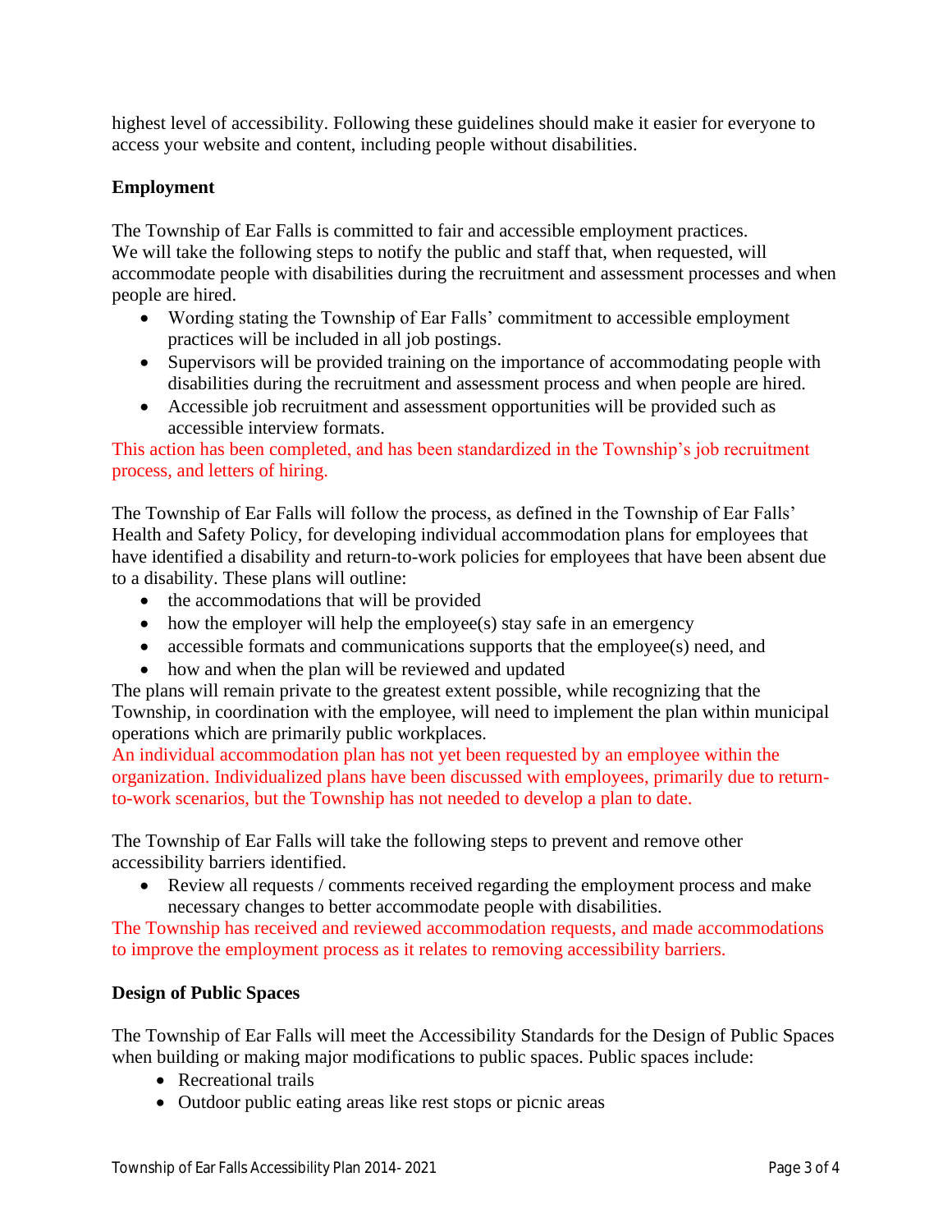highest level of accessibility. Following these guidelines should make it easier for everyone to access your website and content, including people without disabilities.

**Employment**

The Township of Ear Falls is committed to fair and accessible employment practices. We will take the following steps to notify the public and staff that, when requested, will accommodate people with disabilities during the recruitment and assessment processes and when people are hired.

- Wording stating the Township of Ear Falls' commitment to accessible employment practices will be included in all job postings.
- Supervisors will be provided training on the importance of accommodating people with disabilities during the recruitment and assessment process and when people are hired.
- Accessible job recruitment and assessment opportunities will be provided such as accessible interview formats.

This action has been completed, and has been standardized in the Township's job recruitment process, and letters of hiring.

The Township of Ear Falls will follow the process, as defined in the Township of Ear Falls' Health and Safety Policy, for developing individual accommodation plans for employees that have identified a disability and return-to-work policies for employees that have been absent due to a disability. These plans will outline:

- the accommodations that will be provided
- how the employer will help the employee(s) stay safe in an emergency
- accessible formats and communications supports that the employee(s) need, and
- how and when the plan will be reviewed and updated

The plans will remain private to the greatest extent possible, while recognizing that the Township, in coordination with the employee, will need to implement the plan within municipal operations which are primarily public workplaces.

An individual accommodation plan has not yet been requested by an employee within the organization. Individualized plans have been discussed with employees, primarily due to return-to-work scenarios, but the Township has not needed to develop a plan to date.

The Township of Ear Falls will take the following steps to prevent and remove other accessibility barriers identified.

- Review all requests / comments received regarding the employment process and make necessary changes to better accommodate people with disabilities.

The Township has received and reviewed accommodation requests, and made accommodations to improve the employment process as it relates to removing accessibility barriers.

**Design of Public Spaces**

The Township of Ear Falls will meet the Accessibility Standards for the Design of Public Spaces when building or making major modifications to public spaces. Public spaces include:

- Recreational trails
- Outdoor public eating areas like rest stops or picnic areas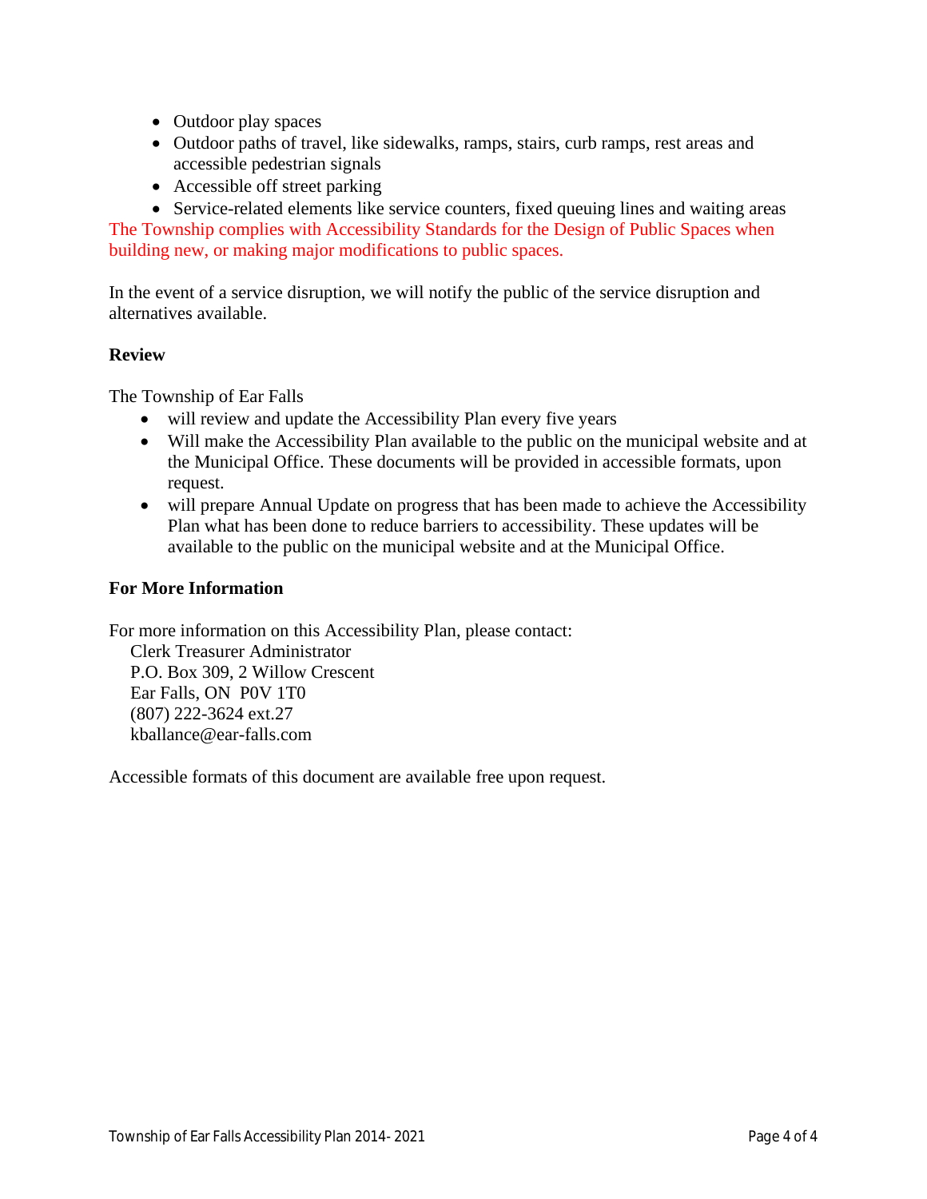- Outdoor play spaces
- Outdoor paths of travel, like sidewalks, ramps, stairs, curb ramps, rest areas and accessible pedestrian signals
- Accessible off street parking
- Service-related elements like service counters, fixed queuing lines and waiting areas

The Township complies with Accessibility Standards for the Design of Public Spaces when building new, or making major modifications to public spaces.

In the event of a service disruption, we will notify the public of the service disruption and alternatives available.

**Review**

The Township of Ear Falls

- will review and update the Accessibility Plan every five years
- Will make the Accessibility Plan available to the public on the municipal website and at the Municipal Office. These documents will be provided in accessible formats, upon request.
- will prepare Annual Update on progress that has been made to achieve the Accessibility Plan what has been done to reduce barriers to accessibility. These updates will be available to the public on the municipal website and at the Municipal Office.

**For More Information**

For more information on this Accessibility Plan, please contact:

Clerk Treasurer Administrator
P.O. Box 309, 2 Willow Crescent
Ear Falls, ON  P0V 1T0
(807) 222-3624 ext.27
kballance@ear-falls.com

Accessible formats of this document are available free upon request.